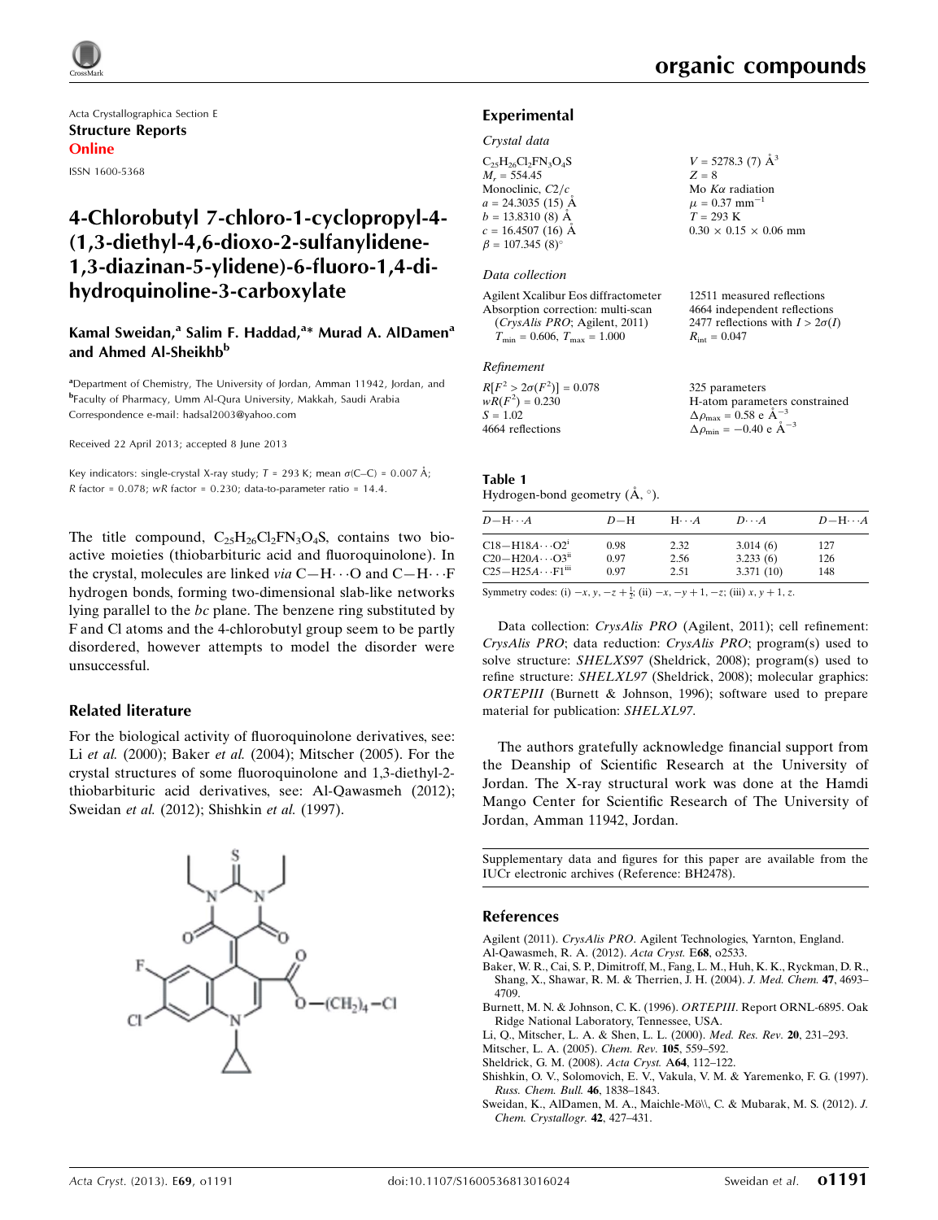Acta Crystallographica Section E

**Structure Reports Online**

ISSN 1600-5368

# 4-Chlorobutyl 7-chloro-1-cyclopropyl-4-(1,3-diethyl-4,6-dioxo-2-sulfanylidene-1,3-diazinan-5-ylidene)-6-fluoro-1,4-dihydroquinoline-3-carboxylate

**Kamal Sweidan,[a] Salim F. Haddad,[a]\* Murad A. AlDamen[a] and Ahmed Al-Sheikhb[b]**

[a]Department of Chemistry, The University of Jordan, Amman 11942, Jordan, and [b]Faculty of Pharmacy, Umm Al-Qura University, Makkah, Saudi Arabia
Correspondence e-mail: hadsal2003@yahoo.com

Received 22 April 2013; accepted 8 June 2013

Key indicators: single-crystal X-ray study; $T$ = 293 K; mean $\sigma$(C–C) = 0.007 Å; $R$ factor = 0.078; $wR$ factor = 0.230; data-to-parameter ratio = 14.4.

The title compound, $C_{25}H_{26}Cl_2FN_3O_4S$, contains two bioactive moieties (thiobarbituric acid and fluoroquinolone). In the crystal, molecules are linked *via* C—H⋯O and C—H⋯F hydrogen bonds, forming two-dimensional slab-like networks lying parallel to the *bc* plane. The benzene ring substituted by F and Cl atoms and the 4-chlorobutyl group seem to be partly disordered, however attempts to model the disorder were unsuccessful.

## Related literature

For the biological activity of fluoroquinolone derivatives, see: Li *et al.* (2000); Baker *et al.* (2004); Mitscher (2005). For the crystal structures of some fluoroquinolone and 1,3-diethyl-2-thiobarbituric acid derivatives, see: Al-Qawasmeh (2012); Sweidan *et al.* (2012); Shishkin *et al.* (1997).

## Experimental

### Crystal data

$C_{25}H_{26}Cl_2FN_3O_4S$
$M_r$ = 554.45
Monoclinic, $C2/c$
$a$ = 24.3035 (15) Å
$b$ = 13.8310 (8) Å
$c$ = 16.4507 (16) Å
$\beta$ = 107.345 (8)°
$V$ = 5278.3 (7) Å$^3$
$Z$ = 8
Mo $K\alpha$ radiation
$\mu$ = 0.37 mm$^{-1}$
$T$ = 293 K
0.30 × 0.15 × 0.06 mm

### Data collection

Agilent Xcalibur Eos diffractometer
Absorption correction: multi-scan (*CrysAlis PRO*; Agilent, 2011)
$T_{min}$ = 0.606, $T_{max}$ = 1.000
12511 measured reflections
4664 independent reflections
2477 reflections with $I > 2\sigma(I)$
$R_{int}$ = 0.047

### Refinement

$R[F^2 > 2\sigma(F^2)]$ = 0.078
$wR(F^2)$ = 0.230
$S$ = 1.02
4664 reflections
325 parameters
H-atom parameters constrained
$\Delta\rho_{max}$ = 0.58 e Å$^{-3}$
$\Delta\rho_{min}$ = −0.40 e Å$^{-3}$

**Table 1**
Hydrogen-bond geometry (Å, °).

| $D$—H⋯$A$ | $D$—H | H⋯$A$ | $D$⋯$A$ | $D$—H⋯$A$ |
|---|---|---|---|---|
| C18—H18A⋯O2[i] | 0.98 | 2.32 | 3.014 (6) | 127 |
| C20—H20A⋯O3[ii] | 0.97 | 2.56 | 3.233 (6) | 126 |
| C25—H25A⋯F1[iii] | 0.97 | 2.51 | 3.371 (10) | 148 |

Symmetry codes: (i) $-x, y, -z+\frac{1}{2}$; (ii) $-x, -y+1, -z$; (iii) $x, y+1, z$.

Data collection: *CrysAlis PRO* (Agilent, 2011); cell refinement: *CrysAlis PRO*; data reduction: *CrysAlis PRO*; program(s) used to solve structure: *SHELXS97* (Sheldrick, 2008); program(s) used to refine structure: *SHELXL97* (Sheldrick, 2008); molecular graphics: *ORTEPIII* (Burnett & Johnson, 1996); software used to prepare material for publication: *SHELXL97*.

The authors gratefully acknowledge financial support from the Deanship of Scientific Research at the University of Jordan. The X-ray structural work was done at the Hamdi Mango Center for Scientific Research of The University of Jordan, Amman 11942, Jordan.

Supplementary data and figures for this paper are available from the IUCr electronic archives (Reference: BH2478).

## References

Agilent (2011). *CrysAlis PRO*. Agilent Technologies, Yarnton, England.
Al-Qawasmeh, R. A. (2012). *Acta Cryst.* E**68**, o2533.
Baker, W. R., Cai, S. P., Dimitroff, M., Fang, L. M., Huh, K. K., Ryckman, D. R., Shang, X., Shawar, R. M. & Therrien, J. H. (2004). *J. Med. Chem.* **47**, 4693–4709.
Burnett, M. N. & Johnson, C. K. (1996). *ORTEPIII*. Report ORNL-6895. Oak Ridge National Laboratory, Tennessee, USA.
Li, Q., Mitscher, L. A. & Shen, L. L. (2000). *Med. Res. Rev.* **20**, 231–293.
Mitscher, L. A. (2005). *Chem. Rev.* **105**, 559–592.
Sheldrick, G. M. (2008). *Acta Cryst.* A**64**, 112–122.
Shishkin, O. V., Solomovich, E. V., Vakula, V. M. & Yaremenko, F. G. (1997). *Russ. Chem. Bull.* **46**, 1838–1843.
Sweidan, K., AlDamen, M. A., Maichle-Mö\\, C. & Mubarak, M. S. (2012). *J. Chem. Crystallogr.* **42**, 427–431.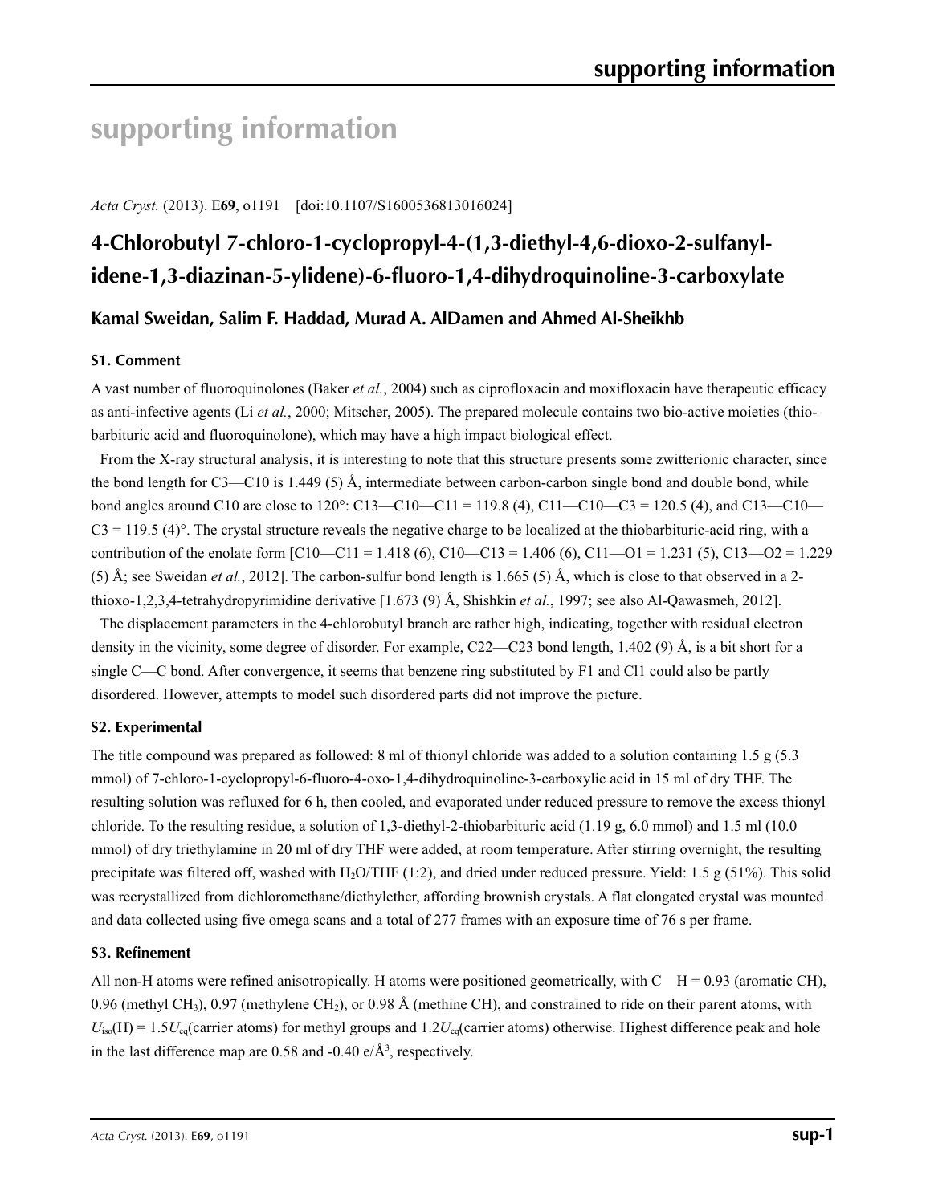# supporting information

*Acta Cryst.* (2013). E**69**, o1191 [doi:10.1107/S1600536813016024]

## 4-Chlorobutyl 7-chloro-1-cyclopropyl-4-(1,3-diethyl-4,6-dioxo-2-sulfanylidene-1,3-diazinan-5-ylidene)-6-fluoro-1,4-dihydroquinoline-3-carboxylate

**Kamal Sweidan, Salim F. Haddad, Murad A. AlDamen and Ahmed Al-Sheikhb**

### S1. Comment

A vast number of fluoroquinolones (Baker *et al.*, 2004) such as ciprofloxacin and moxifloxacin have therapeutic efficacy as anti-infective agents (Li *et al.*, 2000; Mitscher, 2005). The prepared molecule contains two bio-active moieties (thiobarbituric acid and fluoroquinolone), which may have a high impact biological effect.

From the X-ray structural analysis, it is interesting to note that this structure presents some zwitterionic character, since the bond length for C3—C10 is 1.449 (5) Å, intermediate between carbon-carbon single bond and double bond, while bond angles around C10 are close to 120°: C13—C10—C11 = 119.8 (4), C11—C10—C3 = 120.5 (4), and C13—C10—C3 = 119.5 (4)°. The crystal structure reveals the negative charge to be localized at the thiobarbituric-acid ring, with a contribution of the enolate form [C10—C11 = 1.418 (6), C10—C13 = 1.406 (6), C11—O1 = 1.231 (5), C13—O2 = 1.229 (5) Å; see Sweidan *et al.*, 2012]. The carbon-sulfur bond length is 1.665 (5) Å, which is close to that observed in a 2-thioxo-1,2,3,4-tetrahydropyrimidine derivative [1.673 (9) Å, Shishkin *et al.*, 1997; see also Al-Qawasmeh, 2012].

The displacement parameters in the 4-chlorobutyl branch are rather high, indicating, together with residual electron density in the vicinity, some degree of disorder. For example, C22—C23 bond length, 1.402 (9) Å, is a bit short for a single C—C bond. After convergence, it seems that benzene ring substituted by F1 and Cl1 could also be partly disordered. However, attempts to model such disordered parts did not improve the picture.

### S2. Experimental

The title compound was prepared as followed: 8 ml of thionyl chloride was added to a solution containing 1.5 g (5.3 mmol) of 7-chloro-1-cyclopropyl-6-fluoro-4-oxo-1,4-dihydroquinoline-3-carboxylic acid in 15 ml of dry THF. The resulting solution was refluxed for 6 h, then cooled, and evaporated under reduced pressure to remove the excess thionyl chloride. To the resulting residue, a solution of 1,3-diethyl-2-thiobarbituric acid (1.19 g, 6.0 mmol) and 1.5 ml (10.0 mmol) of dry triethylamine in 20 ml of dry THF were added, at room temperature. After stirring overnight, the resulting precipitate was filtered off, washed with $H_2O$/THF (1:2), and dried under reduced pressure. Yield: 1.5 g (51%). This solid was recrystallized from dichloromethane/diethylether, affording brownish crystals. A flat elongated crystal was mounted and data collected using five omega scans and a total of 277 frames with an exposure time of 76 s per frame.

### S3. Refinement

All non-H atoms were refined anisotropically. H atoms were positioned geometrically, with C—H = 0.93 (aromatic CH), 0.96 (methyl $CH_3$), 0.97 (methylene $CH_2$), or 0.98 Å (methine CH), and constrained to ride on their parent atoms, with $U_{iso}(H) = 1.5U_{eq}$(carrier atoms) for methyl groups and $1.2U_{eq}$(carrier atoms) otherwise. Highest difference peak and hole in the last difference map are 0.58 and -0.40 e/Å$^3$, respectively.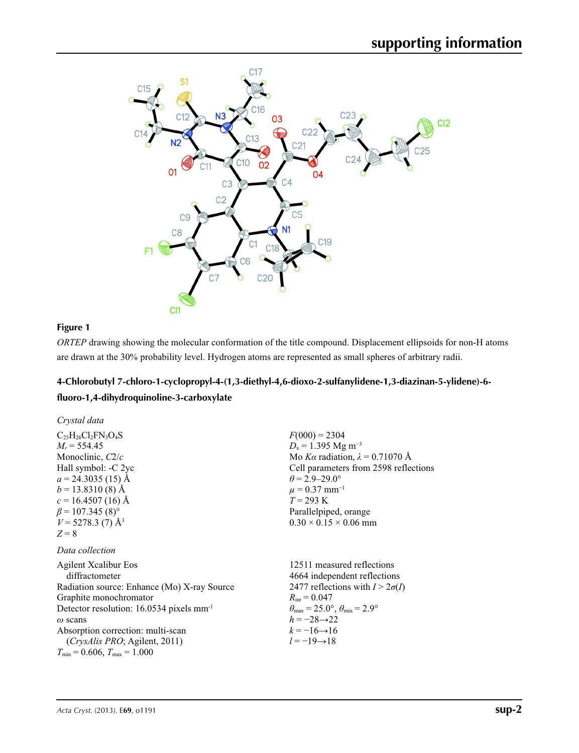**Figure 1**

*ORTEP* drawing showing the molecular conformation of the title compound. Displacement ellipsoids for non-H atoms are drawn at the 30% probability level. Hydrogen atoms are represented as small spheres of arbitrary radii.

### 4-Chlorobutyl 7-chloro-1-cyclopropyl-4-(1,3-diethyl-4,6-dioxo-2-sulfanylidene-1,3-diazinan-5-ylidene)-6-fluoro-1,4-dihydroquinoline-3-carboxylate

*Crystal data*

$C_{25}H_{26}Cl_2FN_3O_4S$
$M_r = 554.45$
Monoclinic, $C2/c$
Hall symbol: -C 2yc
$a = 24.3035$ (15) Å
$b = 13.8310$ (8) Å
$c = 16.4507$ (16) Å
$\beta = 107.345$ (8)°
$V = 5278.3$ (7) Å$^3$
$Z = 8$
$F(000) = 2304$
$D_x = 1.395$ Mg m$^{-3}$
Mo $K\alpha$ radiation, $\lambda = 0.71070$ Å
Cell parameters from 2598 reflections
$\theta = 2.9$–$29.0$°
$\mu = 0.37$ mm$^{-1}$
$T = 293$ K
Parallelpiped, orange
0.30 × 0.15 × 0.06 mm

*Data collection*

Agilent Xcalibur Eos diffractometer
Radiation source: Enhance (Mo) X-ray Source
Graphite monochromator
Detector resolution: 16.0534 pixels mm$^{-1}$
$\omega$ scans
Absorption correction: multi-scan (*CrysAlis PRO*; Agilent, 2011)
$T_{min} = 0.606$, $T_{max} = 1.000$
12511 measured reflections
4664 independent reflections
2477 reflections with $I > 2\sigma(I)$
$R_{int} = 0.047$
$\theta_{max} = 25.0$°, $\theta_{min} = 2.9$°
$h = -28 \rightarrow 22$
$k = -16 \rightarrow 16$
$l = -19 \rightarrow 18$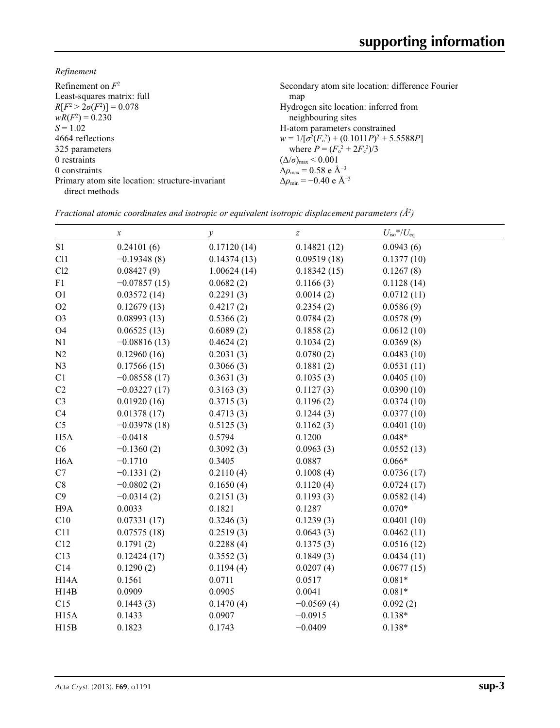*Refinement*

Refinement on $F^2$
Least-squares matrix: full
$R[F^2 > 2\sigma(F^2)] = 0.078$
$wR(F^2) = 0.230$
$S = 1.02$
4664 reflections
325 parameters
0 restraints
0 constraints
Primary atom site location: structure-invariant direct methods
Secondary atom site location: difference Fourier map
Hydrogen site location: inferred from neighbouring sites
H-atom parameters constrained
$w = 1/[\sigma^2(F_o^2) + (0.1011P)^2 + 5.5588P]$
where $P = (F_o^2 + 2F_c^2)/3$
$(\Delta/\sigma)_{max} < 0.001$
$\Delta\rho_{max} = 0.58$ e Å$^{-3}$
$\Delta\rho_{min} = -0.40$ e Å$^{-3}$

*Fractional atomic coordinates and isotropic or equivalent isotropic displacement parameters (Å$^2$)*

| | $x$ | $y$ | $z$ | $U_{iso}$*/$U_{eq}$ |
|---|---|---|---|---|
| S1 | 0.24101 (6) | 0.17120 (14) | 0.14821 (12) | 0.0943 (6) |
| Cl1 | −0.19348 (8) | 0.14374 (13) | 0.09519 (18) | 0.1377 (10) |
| Cl2 | 0.08427 (9) | 1.00624 (14) | 0.18342 (15) | 0.1267 (8) |
| F1 | −0.07857 (15) | 0.0682 (2) | 0.1166 (3) | 0.1128 (14) |
| O1 | 0.03572 (14) | 0.2291 (3) | 0.0014 (2) | 0.0712 (11) |
| O2 | 0.12679 (13) | 0.4217 (2) | 0.2354 (2) | 0.0586 (9) |
| O3 | 0.08993 (13) | 0.5366 (2) | 0.0784 (2) | 0.0578 (9) |
| O4 | 0.06525 (13) | 0.6089 (2) | 0.1858 (2) | 0.0612 (10) |
| N1 | −0.08816 (13) | 0.4624 (2) | 0.1034 (2) | 0.0369 (8) |
| N2 | 0.12960 (16) | 0.2031 (3) | 0.0780 (2) | 0.0483 (10) |
| N3 | 0.17566 (15) | 0.3066 (3) | 0.1881 (2) | 0.0531 (11) |
| C1 | −0.08558 (17) | 0.3631 (3) | 0.1035 (3) | 0.0405 (10) |
| C2 | −0.03227 (17) | 0.3163 (3) | 0.1127 (3) | 0.0390 (10) |
| C3 | 0.01920 (16) | 0.3715 (3) | 0.1196 (2) | 0.0374 (10) |
| C4 | 0.01378 (17) | 0.4713 (3) | 0.1244 (3) | 0.0377 (10) |
| C5 | −0.03978 (18) | 0.5125 (3) | 0.1162 (3) | 0.0401 (10) |
| H5A | −0.0418 | 0.5794 | 0.1200 | 0.048* |
| C6 | −0.1360 (2) | 0.3092 (3) | 0.0963 (3) | 0.0552 (13) |
| H6A | −0.1710 | 0.3405 | 0.0887 | 0.066* |
| C7 | −0.1331 (2) | 0.2110 (4) | 0.1008 (4) | 0.0736 (17) |
| C8 | −0.0802 (2) | 0.1650 (4) | 0.1120 (4) | 0.0724 (17) |
| C9 | −0.0314 (2) | 0.2151 (3) | 0.1193 (3) | 0.0582 (14) |
| H9A | 0.0033 | 0.1821 | 0.1287 | 0.070* |
| C10 | 0.07331 (17) | 0.3246 (3) | 0.1239 (3) | 0.0401 (10) |
| C11 | 0.07575 (18) | 0.2519 (3) | 0.0643 (3) | 0.0462 (11) |
| C12 | 0.1791 (2) | 0.2288 (4) | 0.1375 (3) | 0.0516 (12) |
| C13 | 0.12424 (17) | 0.3552 (3) | 0.1849 (3) | 0.0434 (11) |
| C14 | 0.1290 (2) | 0.1194 (4) | 0.0207 (4) | 0.0677 (15) |
| H14A | 0.1561 | 0.0711 | 0.0517 | 0.081* |
| H14B | 0.0909 | 0.0905 | 0.0041 | 0.081* |
| C15 | 0.1443 (3) | 0.1470 (4) | −0.0569 (4) | 0.092 (2) |
| H15A | 0.1433 | 0.0907 | −0.0915 | 0.138* |
| H15B | 0.1823 | 0.1743 | −0.0409 | 0.138* |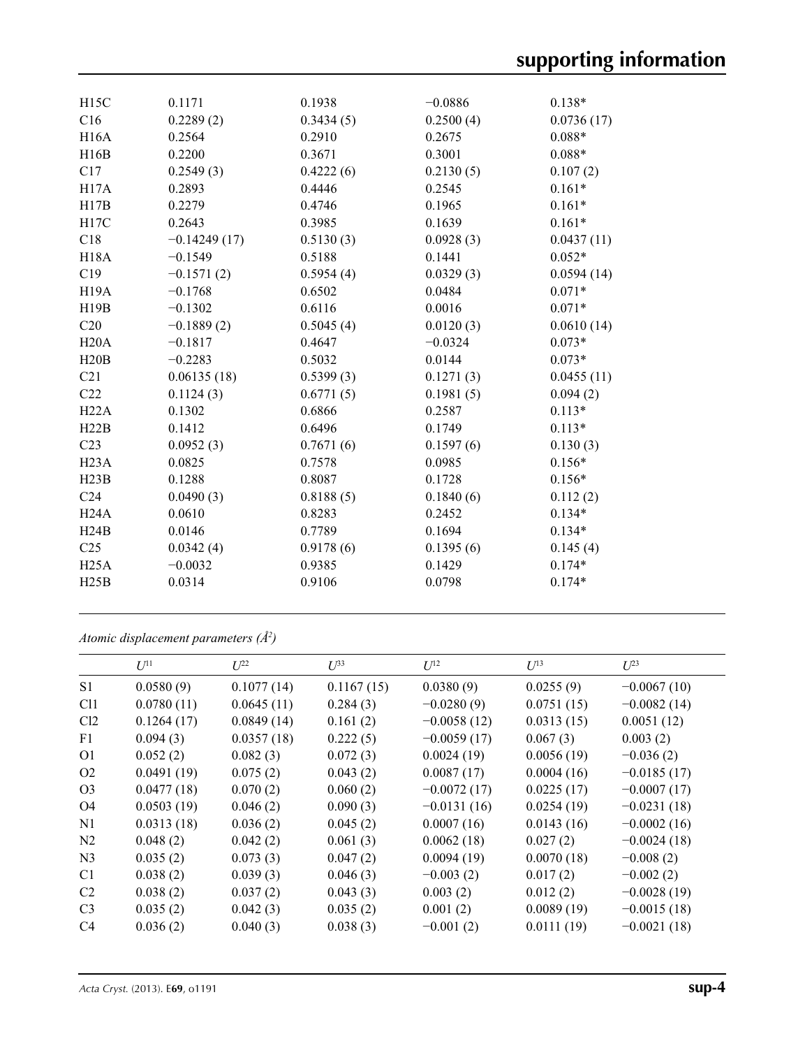| | | | | |
|---|---|---|---|---|
| H15C | 0.1171 | 0.1938 | −0.0886 | 0.138* |
| C16 | 0.2289 (2) | 0.3434 (5) | 0.2500 (4) | 0.0736 (17) |
| H16A | 0.2564 | 0.2910 | 0.2675 | 0.088* |
| H16B | 0.2200 | 0.3671 | 0.3001 | 0.088* |
| C17 | 0.2549 (3) | 0.4222 (6) | 0.2130 (5) | 0.107 (2) |
| H17A | 0.2893 | 0.4446 | 0.2545 | 0.161* |
| H17B | 0.2279 | 0.4746 | 0.1965 | 0.161* |
| H17C | 0.2643 | 0.3985 | 0.1639 | 0.161* |
| C18 | −0.14249 (17) | 0.5130 (3) | 0.0928 (3) | 0.0437 (11) |
| H18A | −0.1549 | 0.5188 | 0.1441 | 0.052* |
| C19 | −0.1571 (2) | 0.5954 (4) | 0.0329 (3) | 0.0594 (14) |
| H19A | −0.1768 | 0.6502 | 0.0484 | 0.071* |
| H19B | −0.1302 | 0.6116 | 0.0016 | 0.071* |
| C20 | −0.1889 (2) | 0.5045 (4) | 0.0120 (3) | 0.0610 (14) |
| H20A | −0.1817 | 0.4647 | −0.0324 | 0.073* |
| H20B | −0.2283 | 0.5032 | 0.0144 | 0.073* |
| C21 | 0.06135 (18) | 0.5399 (3) | 0.1271 (3) | 0.0455 (11) |
| C22 | 0.1124 (3) | 0.6771 (5) | 0.1981 (5) | 0.094 (2) |
| H22A | 0.1302 | 0.6866 | 0.2587 | 0.113* |
| H22B | 0.1412 | 0.6496 | 0.1749 | 0.113* |
| C23 | 0.0952 (3) | 0.7671 (6) | 0.1597 (6) | 0.130 (3) |
| H23A | 0.0825 | 0.7578 | 0.0985 | 0.156* |
| H23B | 0.1288 | 0.8087 | 0.1728 | 0.156* |
| C24 | 0.0490 (3) | 0.8188 (5) | 0.1840 (6) | 0.112 (2) |
| H24A | 0.0610 | 0.8283 | 0.2452 | 0.134* |
| H24B | 0.0146 | 0.7789 | 0.1694 | 0.134* |
| C25 | 0.0342 (4) | 0.9178 (6) | 0.1395 (6) | 0.145 (4) |
| H25A | −0.0032 | 0.9385 | 0.1429 | 0.174* |
| H25B | 0.0314 | 0.9106 | 0.0798 | 0.174* |

*Atomic displacement parameters (Å²)*

| | $U^{11}$ | $U^{22}$ | $U^{33}$ | $U^{12}$ | $U^{13}$ | $U^{23}$ |
|---|---|---|---|---|---|---|
| S1 | 0.0580 (9) | 0.1077 (14) | 0.1167 (15) | 0.0380 (9) | 0.0255 (9) | −0.0067 (10) |
| Cl1 | 0.0780 (11) | 0.0645 (11) | 0.284 (3) | −0.0280 (9) | 0.0751 (15) | −0.0082 (14) |
| Cl2 | 0.1264 (17) | 0.0849 (14) | 0.161 (2) | −0.0058 (12) | 0.0313 (15) | 0.0051 (12) |
| F1 | 0.094 (3) | 0.0357 (18) | 0.222 (5) | −0.0059 (17) | 0.067 (3) | 0.003 (2) |
| O1 | 0.052 (2) | 0.082 (3) | 0.072 (3) | 0.0024 (19) | 0.0056 (19) | −0.036 (2) |
| O2 | 0.0491 (19) | 0.075 (2) | 0.043 (2) | 0.0087 (17) | 0.0004 (16) | −0.0185 (17) |
| O3 | 0.0477 (18) | 0.070 (2) | 0.060 (2) | −0.0072 (17) | 0.0225 (17) | −0.0007 (17) |
| O4 | 0.0503 (19) | 0.046 (2) | 0.090 (3) | −0.0131 (16) | 0.0254 (19) | −0.0231 (18) |
| N1 | 0.0313 (18) | 0.036 (2) | 0.045 (2) | 0.0007 (16) | 0.0143 (16) | −0.0002 (16) |
| N2 | 0.048 (2) | 0.042 (2) | 0.061 (3) | 0.0062 (18) | 0.027 (2) | −0.0024 (18) |
| N3 | 0.035 (2) | 0.073 (3) | 0.047 (2) | 0.0094 (19) | 0.0070 (18) | −0.008 (2) |
| C1 | 0.038 (2) | 0.039 (3) | 0.046 (3) | −0.003 (2) | 0.017 (2) | −0.002 (2) |
| C2 | 0.038 (2) | 0.037 (2) | 0.043 (3) | 0.003 (2) | 0.012 (2) | −0.0028 (19) |
| C3 | 0.035 (2) | 0.042 (3) | 0.035 (2) | 0.001 (2) | 0.0089 (19) | −0.0015 (18) |
| C4 | 0.036 (2) | 0.040 (3) | 0.038 (3) | −0.001 (2) | 0.0111 (19) | −0.0021 (18) |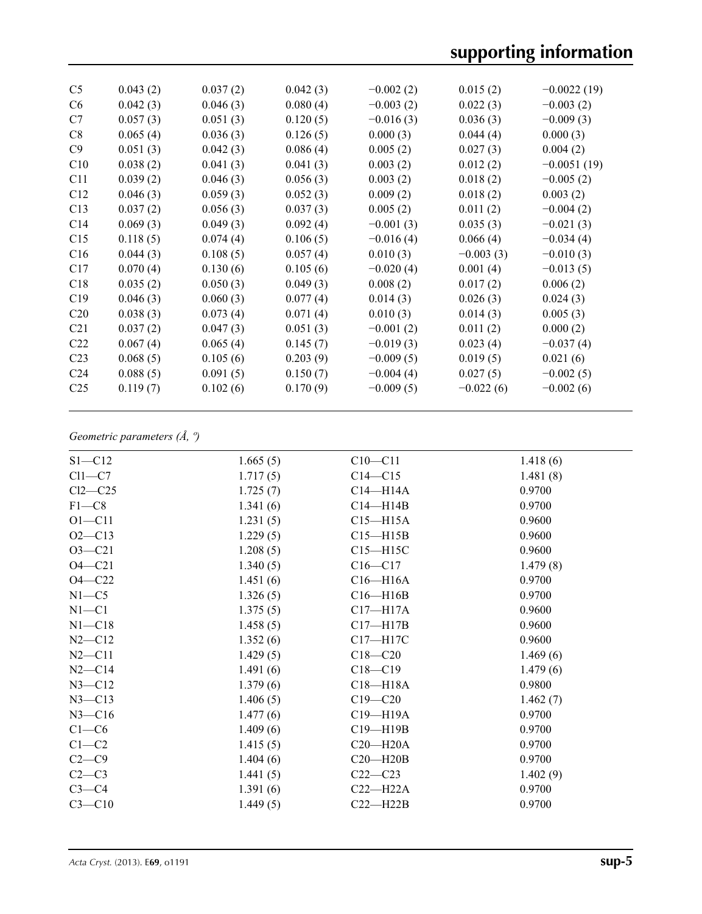| C5 | 0.043 (2) | 0.037 (2) | 0.042 (3) | −0.002 (2) | 0.015 (2) | −0.0022 (19) |
|---|---|---|---|---|---|---|
| C6 | 0.042 (3) | 0.046 (3) | 0.080 (4) | −0.003 (2) | 0.022 (3) | −0.003 (2) |
| C7 | 0.057 (3) | 0.051 (3) | 0.120 (5) | −0.016 (3) | 0.036 (3) | −0.009 (3) |
| C8 | 0.065 (4) | 0.036 (3) | 0.126 (5) | 0.000 (3) | 0.044 (4) | 0.000 (3) |
| C9 | 0.051 (3) | 0.042 (3) | 0.086 (4) | 0.005 (2) | 0.027 (3) | 0.004 (2) |
| C10 | 0.038 (2) | 0.041 (3) | 0.041 (3) | 0.003 (2) | 0.012 (2) | −0.0051 (19) |
| C11 | 0.039 (2) | 0.046 (3) | 0.056 (3) | 0.003 (2) | 0.018 (2) | −0.005 (2) |
| C12 | 0.046 (3) | 0.059 (3) | 0.052 (3) | 0.009 (2) | 0.018 (2) | 0.003 (2) |
| C13 | 0.037 (2) | 0.056 (3) | 0.037 (3) | 0.005 (2) | 0.011 (2) | −0.004 (2) |
| C14 | 0.069 (3) | 0.049 (3) | 0.092 (4) | −0.001 (3) | 0.035 (3) | −0.021 (3) |
| C15 | 0.118 (5) | 0.074 (4) | 0.106 (5) | −0.016 (4) | 0.066 (4) | −0.034 (4) |
| C16 | 0.044 (3) | 0.108 (5) | 0.057 (4) | 0.010 (3) | −0.003 (3) | −0.010 (3) |
| C17 | 0.070 (4) | 0.130 (6) | 0.105 (6) | −0.020 (4) | 0.001 (4) | −0.013 (5) |
| C18 | 0.035 (2) | 0.050 (3) | 0.049 (3) | 0.008 (2) | 0.017 (2) | 0.006 (2) |
| C19 | 0.046 (3) | 0.060 (3) | 0.077 (4) | 0.014 (3) | 0.026 (3) | 0.024 (3) |
| C20 | 0.038 (3) | 0.073 (4) | 0.071 (4) | 0.010 (3) | 0.014 (3) | 0.005 (3) |
| C21 | 0.037 (2) | 0.047 (3) | 0.051 (3) | −0.001 (2) | 0.011 (2) | 0.000 (2) |
| C22 | 0.067 (4) | 0.065 (4) | 0.145 (7) | −0.019 (3) | 0.023 (4) | −0.037 (4) |
| C23 | 0.068 (5) | 0.105 (6) | 0.203 (9) | −0.009 (5) | 0.019 (5) | 0.021 (6) |
| C24 | 0.088 (5) | 0.091 (5) | 0.150 (7) | −0.004 (4) | 0.027 (5) | −0.002 (5) |
| C25 | 0.119 (7) | 0.102 (6) | 0.170 (9) | −0.009 (5) | −0.022 (6) | −0.002 (6) |

*Geometric parameters (Å, º)*

| | | | |
|---|---|---|---|
| S1—C12 | 1.665 (5) | C10—C11 | 1.418 (6) |
| Cl1—C7 | 1.717 (5) | C14—C15 | 1.481 (8) |
| Cl2—C25 | 1.725 (7) | C14—H14A | 0.9700 |
| F1—C8 | 1.341 (6) | C14—H14B | 0.9700 |
| O1—C11 | 1.231 (5) | C15—H15A | 0.9600 |
| O2—C13 | 1.229 (5) | C15—H15B | 0.9600 |
| O3—C21 | 1.208 (5) | C15—H15C | 0.9600 |
| O4—C21 | 1.340 (5) | C16—C17 | 1.479 (8) |
| O4—C22 | 1.451 (6) | C16—H16A | 0.9700 |
| N1—C5 | 1.326 (5) | C16—H16B | 0.9700 |
| N1—C1 | 1.375 (5) | C17—H17A | 0.9600 |
| N1—C18 | 1.458 (5) | C17—H17B | 0.9600 |
| N2—C12 | 1.352 (6) | C17—H17C | 0.9600 |
| N2—C11 | 1.429 (5) | C18—C20 | 1.469 (6) |
| N2—C14 | 1.491 (6) | C18—C19 | 1.479 (6) |
| N3—C12 | 1.379 (6) | C18—H18A | 0.9800 |
| N3—C13 | 1.406 (5) | C19—C20 | 1.462 (7) |
| N3—C16 | 1.477 (6) | C19—H19A | 0.9700 |
| C1—C6 | 1.409 (6) | C19—H19B | 0.9700 |
| C1—C2 | 1.415 (5) | C20—H20A | 0.9700 |
| C2—C9 | 1.404 (6) | C20—H20B | 0.9700 |
| C2—C3 | 1.441 (5) | C22—C23 | 1.402 (9) |
| C3—C4 | 1.391 (6) | C22—H22A | 0.9700 |
| C3—C10 | 1.449 (5) | C22—H22B | 0.9700 |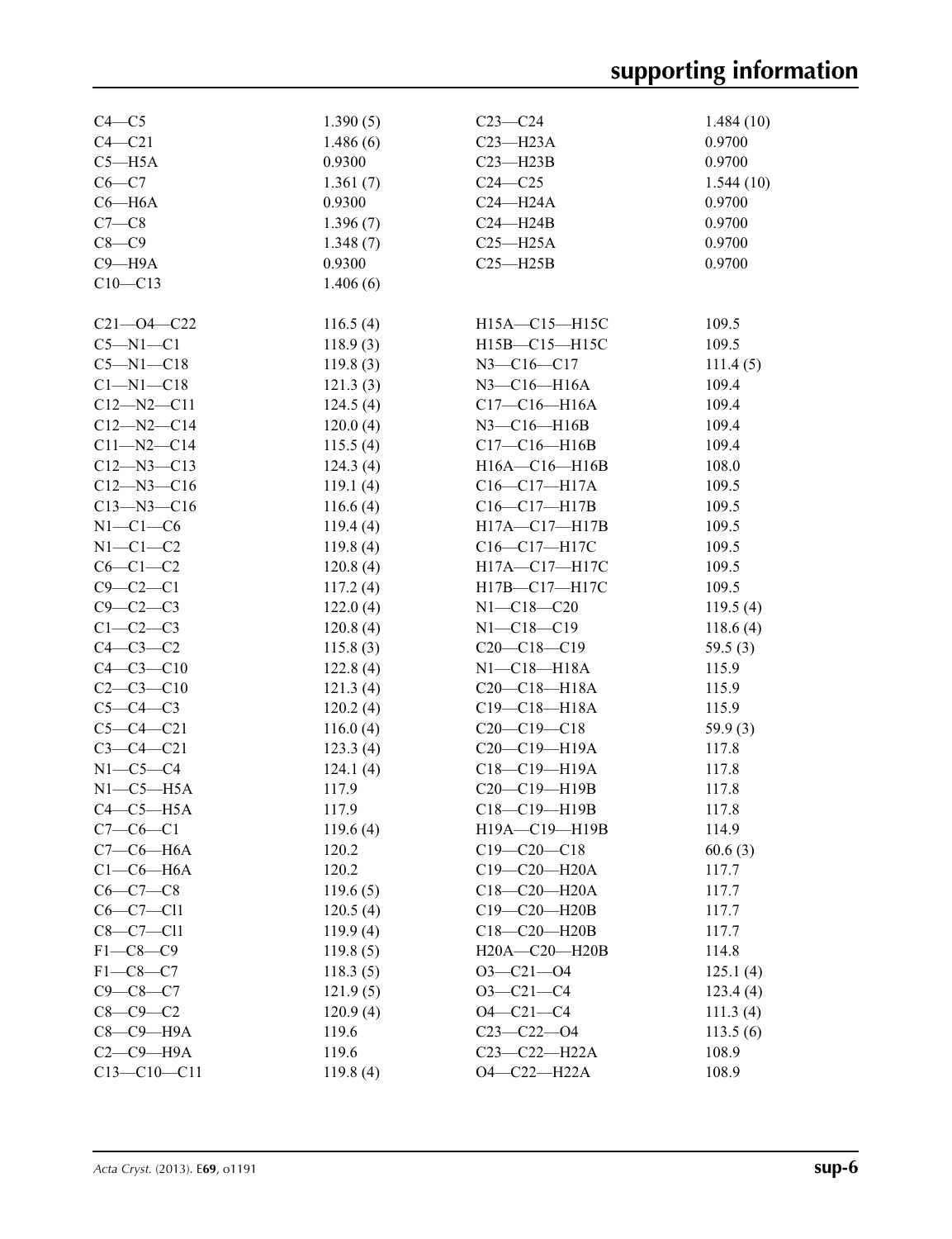| | | | |
|---|---|---|---|
| C4—C5 | 1.390 (5) | C23—C24 | 1.484 (10) |
| C4—C21 | 1.486 (6) | C23—H23A | 0.9700 |
| C5—H5A | 0.9300 | C23—H23B | 0.9700 |
| C6—C7 | 1.361 (7) | C24—C25 | 1.544 (10) |
| C6—H6A | 0.9300 | C24—H24A | 0.9700 |
| C7—C8 | 1.396 (7) | C24—H24B | 0.9700 |
| C8—C9 | 1.348 (7) | C25—H25A | 0.9700 |
| C9—H9A | 0.9300 | C25—H25B | 0.9700 |
| C10—C13 | 1.406 (6) | | |

| | | | |
|---|---|---|---|
| C21—O4—C22 | 116.5 (4) | H15A—C15—H15C | 109.5 |
| C5—N1—C1 | 118.9 (3) | H15B—C15—H15C | 109.5 |
| C5—N1—C18 | 119.8 (3) | N3—C16—C17 | 111.4 (5) |
| C1—N1—C18 | 121.3 (3) | N3—C16—H16A | 109.4 |
| C12—N2—C11 | 124.5 (4) | C17—C16—H16A | 109.4 |
| C12—N2—C14 | 120.0 (4) | N3—C16—H16B | 109.4 |
| C11—N2—C14 | 115.5 (4) | C17—C16—H16B | 109.4 |
| C12—N3—C13 | 124.3 (4) | H16A—C16—H16B | 108.0 |
| C12—N3—C16 | 119.1 (4) | C16—C17—H17A | 109.5 |
| C13—N3—C16 | 116.6 (4) | C16—C17—H17B | 109.5 |
| N1—C1—C6 | 119.4 (4) | H17A—C17—H17B | 109.5 |
| N1—C1—C2 | 119.8 (4) | C16—C17—H17C | 109.5 |
| C6—C1—C2 | 120.8 (4) | H17A—C17—H17C | 109.5 |
| C9—C2—C1 | 117.2 (4) | H17B—C17—H17C | 109.5 |
| C9—C2—C3 | 122.0 (4) | N1—C18—C20 | 119.5 (4) |
| C1—C2—C3 | 120.8 (4) | N1—C18—C19 | 118.6 (4) |
| C4—C3—C2 | 115.8 (3) | C20—C18—C19 | 59.5 (3) |
| C4—C3—C10 | 122.8 (4) | N1—C18—H18A | 115.9 |
| C2—C3—C10 | 121.3 (4) | C20—C18—H18A | 115.9 |
| C5—C4—C3 | 120.2 (4) | C19—C18—H18A | 115.9 |
| C5—C4—C21 | 116.0 (4) | C20—C19—C18 | 59.9 (3) |
| C3—C4—C21 | 123.3 (4) | C20—C19—H19A | 117.8 |
| N1—C5—C4 | 124.1 (4) | C18—C19—H19A | 117.8 |
| N1—C5—H5A | 117.9 | C20—C19—H19B | 117.8 |
| C4—C5—H5A | 117.9 | C18—C19—H19B | 117.8 |
| C7—C6—C1 | 119.6 (4) | H19A—C19—H19B | 114.9 |
| C7—C6—H6A | 120.2 | C19—C20—C18 | 60.6 (3) |
| C1—C6—H6A | 120.2 | C19—C20—H20A | 117.7 |
| C6—C7—C8 | 119.6 (5) | C18—C20—H20A | 117.7 |
| C6—C7—Cl1 | 120.5 (4) | C19—C20—H20B | 117.7 |
| C8—C7—Cl1 | 119.9 (4) | C18—C20—H20B | 117.7 |
| F1—C8—C9 | 119.8 (5) | H20A—C20—H20B | 114.8 |
| F1—C8—C7 | 118.3 (5) | O3—C21—O4 | 125.1 (4) |
| C9—C8—C7 | 121.9 (5) | O3—C21—C4 | 123.4 (4) |
| C8—C9—C2 | 120.9 (4) | O4—C21—C4 | 111.3 (4) |
| C8—C9—H9A | 119.6 | C23—C22—O4 | 113.5 (6) |
| C2—C9—H9A | 119.6 | C23—C22—H22A | 108.9 |
| C13—C10—C11 | 119.8 (4) | O4—C22—H22A | 108.9 |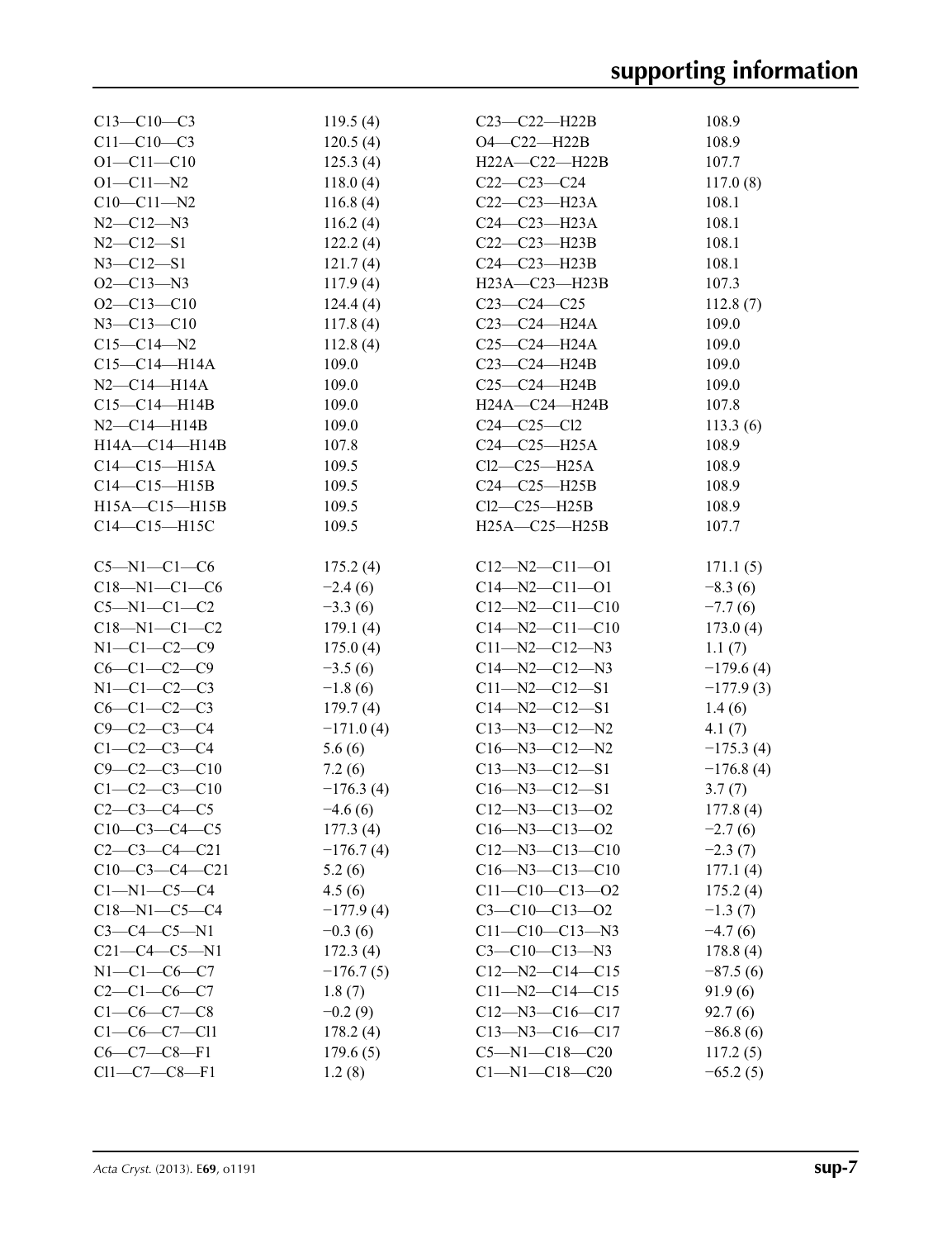| | | | |
|---|---|---|---|
| C13—C10—C3 | 119.5 (4) | C23—C22—H22B | 108.9 |
| C11—C10—C3 | 120.5 (4) | O4—C22—H22B | 108.9 |
| O1—C11—C10 | 125.3 (4) | H22A—C22—H22B | 107.7 |
| O1—C11—N2 | 118.0 (4) | C22—C23—C24 | 117.0 (8) |
| C10—C11—N2 | 116.8 (4) | C22—C23—H23A | 108.1 |
| N2—C12—N3 | 116.2 (4) | C24—C23—H23A | 108.1 |
| N2—C12—S1 | 122.2 (4) | C22—C23—H23B | 108.1 |
| N3—C12—S1 | 121.7 (4) | C24—C23—H23B | 108.1 |
| O2—C13—N3 | 117.9 (4) | H23A—C23—H23B | 107.3 |
| O2—C13—C10 | 124.4 (4) | C23—C24—C25 | 112.8 (7) |
| N3—C13—C10 | 117.8 (4) | C23—C24—H24A | 109.0 |
| C15—C14—N2 | 112.8 (4) | C25—C24—H24A | 109.0 |
| C15—C14—H14A | 109.0 | C23—C24—H24B | 109.0 |
| N2—C14—H14A | 109.0 | C25—C24—H24B | 109.0 |
| C15—C14—H14B | 109.0 | H24A—C24—H24B | 107.8 |
| N2—C14—H14B | 109.0 | C24—C25—Cl2 | 113.3 (6) |
| H14A—C14—H14B | 107.8 | C24—C25—H25A | 108.9 |
| C14—C15—H15A | 109.5 | Cl2—C25—H25A | 108.9 |
| C14—C15—H15B | 109.5 | C24—C25—H25B | 108.9 |
| H15A—C15—H15B | 109.5 | Cl2—C25—H25B | 108.9 |
| C14—C15—H15C | 109.5 | H25A—C25—H25B | 107.7 |

| | | | |
|---|---|---|---|
| C5—N1—C1—C6 | 175.2 (4) | C12—N2—C11—O1 | 171.1 (5) |
| C18—N1—C1—C6 | −2.4 (6) | C14—N2—C11—O1 | −8.3 (6) |
| C5—N1—C1—C2 | −3.3 (6) | C12—N2—C11—C10 | −7.7 (6) |
| C18—N1—C1—C2 | 179.1 (4) | C14—N2—C11—C10 | 173.0 (4) |
| N1—C1—C2—C9 | 175.0 (4) | C11—N2—C12—N3 | 1.1 (7) |
| C6—C1—C2—C9 | −3.5 (6) | C14—N2—C12—N3 | −179.6 (4) |
| N1—C1—C2—C3 | −1.8 (6) | C11—N2—C12—S1 | −177.9 (3) |
| C6—C1—C2—C3 | 179.7 (4) | C14—N2—C12—S1 | 1.4 (6) |
| C9—C2—C3—C4 | −171.0 (4) | C13—N3—C12—N2 | 4.1 (7) |
| C1—C2—C3—C4 | 5.6 (6) | C16—N3—C12—N2 | −175.3 (4) |
| C9—C2—C3—C10 | 7.2 (6) | C13—N3—C12—S1 | −176.8 (4) |
| C1—C2—C3—C10 | −176.3 (4) | C16—N3—C12—S1 | 3.7 (7) |
| C2—C3—C4—C5 | −4.6 (6) | C12—N3—C13—O2 | 177.8 (4) |
| C10—C3—C4—C5 | 177.3 (4) | C16—N3—C13—O2 | −2.7 (6) |
| C2—C3—C4—C21 | −176.7 (4) | C12—N3—C13—C10 | −2.3 (7) |
| C10—C3—C4—C21 | 5.2 (6) | C16—N3—C13—C10 | 177.1 (4) |
| C1—N1—C5—C4 | 4.5 (6) | C11—C10—C13—O2 | 175.2 (4) |
| C18—N1—C5—C4 | −177.9 (4) | C3—C10—C13—O2 | −1.3 (7) |
| C3—C4—C5—N1 | −0.3 (6) | C11—C10—C13—N3 | −4.7 (6) |
| C21—C4—C5—N1 | 172.3 (4) | C3—C10—C13—N3 | 178.8 (4) |
| N1—C1—C6—C7 | −176.7 (5) | C12—N2—C14—C15 | −87.5 (6) |
| C2—C1—C6—C7 | 1.8 (7) | C11—N2—C14—C15 | 91.9 (6) |
| C1—C6—C7—C8 | −0.2 (9) | C12—N3—C16—C17 | 92.7 (6) |
| C1—C6—C7—Cl1 | 178.2 (4) | C13—N3—C16—C17 | −86.8 (6) |
| C6—C7—C8—F1 | 179.6 (5) | C5—N1—C18—C20 | 117.2 (5) |
| Cl1—C7—C8—F1 | 1.2 (8) | C1—N1—C18—C20 | −65.2 (5) |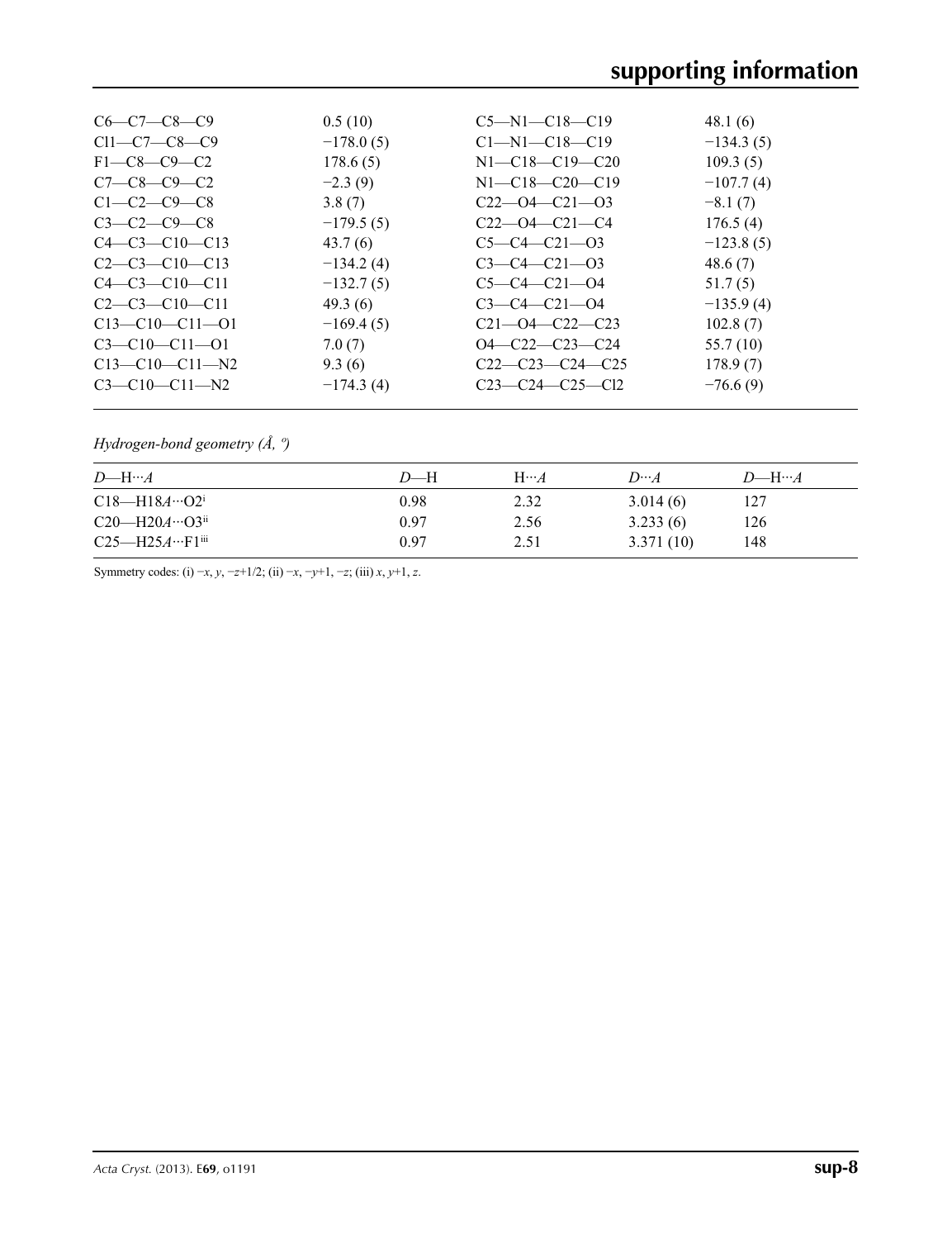| | | | |
|---|---|---|---|
| C6—C7—C8—C9 | 0.5 (10) | C5—N1—C18—C19 | 48.1 (6) |
| Cl1—C7—C8—C9 | −178.0 (5) | C1—N1—C18—C19 | −134.3 (5) |
| F1—C8—C9—C2 | 178.6 (5) | N1—C18—C19—C20 | 109.3 (5) |
| C7—C8—C9—C2 | −2.3 (9) | N1—C18—C20—C19 | −107.7 (4) |
| C1—C2—C9—C8 | 3.8 (7) | C22—O4—C21—O3 | −8.1 (7) |
| C3—C2—C9—C8 | −179.5 (5) | C22—O4—C21—C4 | 176.5 (4) |
| C4—C3—C10—C13 | 43.7 (6) | C5—C4—C21—O3 | −123.8 (5) |
| C2—C3—C10—C13 | −134.2 (4) | C3—C4—C21—O3 | 48.6 (7) |
| C4—C3—C10—C11 | −132.7 (5) | C5—C4—C21—O4 | 51.7 (5) |
| C2—C3—C10—C11 | 49.3 (6) | C3—C4—C21—O4 | −135.9 (4) |
| C13—C10—C11—O1 | −169.4 (5) | C21—O4—C22—C23 | 102.8 (7) |
| C3—C10—C11—O1 | 7.0 (7) | O4—C22—C23—C24 | 55.7 (10) |
| C13—C10—C11—N2 | 9.3 (6) | C22—C23—C24—C25 | 178.9 (7) |
| C3—C10—C11—N2 | −174.3 (4) | C23—C24—C25—Cl2 | −76.6 (9) |

*Hydrogen-bond geometry (Å, º)*

| *D*—H···*A* | *D*—H | H···*A* | *D*···*A* | *D*—H···*A* |
|---|---|---|---|---|
| C18—H18*A*···O2[i] | 0.98 | 2.32 | 3.014 (6) | 127 |
| C20—H20*A*···O3[ii] | 0.97 | 2.56 | 3.233 (6) | 126 |
| C25—H25*A*···F1[iii] | 0.97 | 2.51 | 3.371 (10) | 148 |

Symmetry codes: (i) −*x*, *y*, −*z*+1/2; (ii) −*x*, −*y*+1, −*z*; (iii) *x*, *y*+1, *z*.